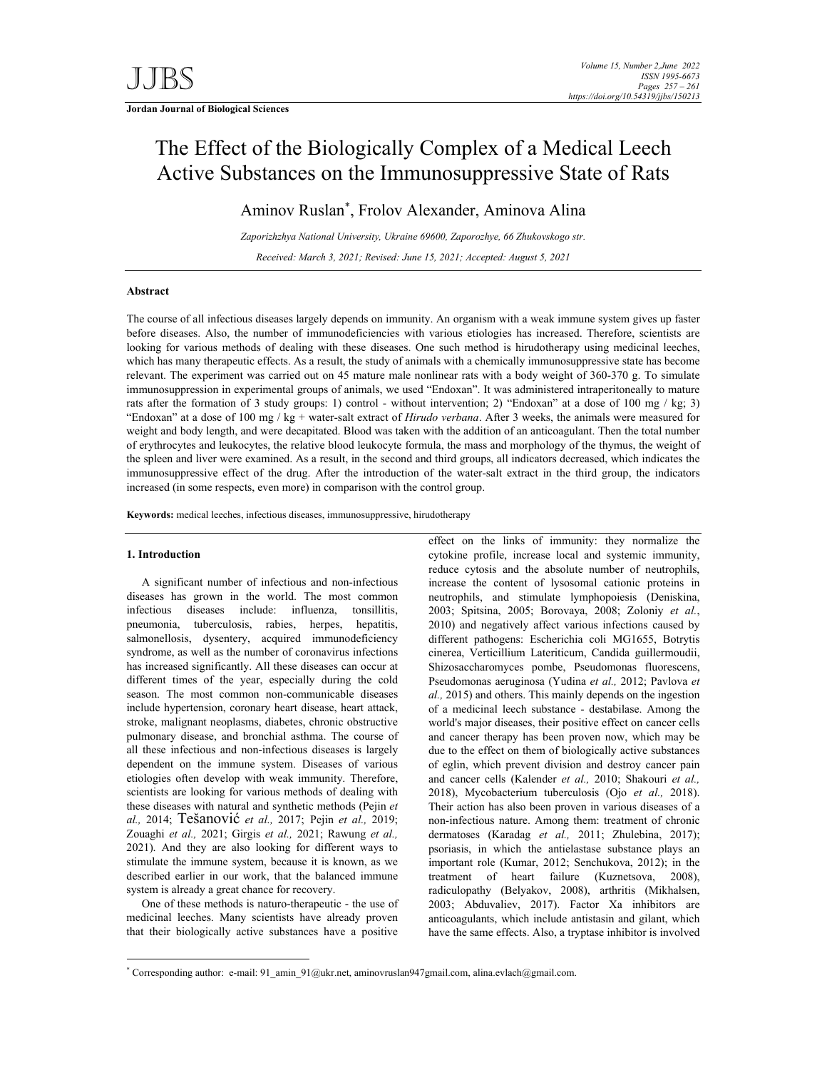# The Effect of the Biologically Complex of a Medical Leech Active Substances on the Immunosuppressive State of Rats

Aminov Ruslan*, Frolov Alexander, Aminova Alina

*Zaporizhzhya National University, Ukraine 69600, Zaporozhye, 66 Zhukovskogo str.*

*Received: March 3, 2021; Revised: June 15, 2021; Accepted: August 5, 2021*

## Abstract

The course of all infectious diseases largely depends on immunity. An organism with a weak immune system gives up faster before diseases. Also, the number of immunodeficiencies with various etiologies has increased. Therefore, scientists are looking for various methods of dealing with these diseases. One such method is hirudotherapy using medicinal leeches, which has many therapeutic effects. As a result, the study of animals with a chemically immunosuppressive state has become relevant. The experiment was carried out on 45 mature male nonlinear rats with a body weight of 360-370 g. To simulate immunosuppression in experimental groups of animals, we used "Endoxan". It was administered intraperitoneally to mature rats after the formation of 3 study groups: 1) control - without intervention; 2) "Endoxan" at a dose of 100 mg / kg; 3) "Endoxan" at a dose of 100 mg / kg + water-salt extract of *Hirudo verbana*. After 3 weeks, the animals were measured for weight and body length, and were decapitated. Blood was taken with the addition of an anticoagulant. Then the total number of erythrocytes and leukocytes, the relative blood leukocyte formula, the mass and morphology of the thymus, the weight of the spleen and liver were examined. As a result, in the second and third groups, all indicators decreased, which indicates the immunosuppressive effect of the drug. After the introduction of the water-salt extract in the third group, the indicators increased (in some respects, even more) in comparison with the control group.

**Keywords:** medical leeches, infectious diseases, immunosuppressive, hirudotherapy

## 1. Introduction

A significant number of infectious and non-infectious diseases has grown in the world. The most common infectious diseases include: influenza, tonsillitis, pneumonia, tuberculosis, rabies, herpes, hepatitis, salmonellosis, dysentery, acquired immunodeficiency syndrome, as well as the number of coronavirus infections has increased significantly. All these diseases can occur at different times of the year, especially during the cold season. The most common non-communicable diseases include hypertension, coronary heart disease, heart attack, stroke, malignant neoplasms, diabetes, chronic obstructive pulmonary disease, and bronchial asthma. The course of all these infectious and non-infectious diseases is largely dependent on the immune system. Diseases of various etiologies often develop with weak immunity. Therefore, scientists are looking for various methods of dealing with these diseases with natural and synthetic methods (Pejin *et al.,* 2014; Tešanović *et al.,* 2017; Pejin *et al.,* 2019; Zouaghi *et al.,* 2021; Girgis *et al.,* 2021; Rawung *et al.,* 2021). And they are also looking for different ways to stimulate the immune system, because it is known, as we described earlier in our work, that the balanced immune system is already a great chance for recovery.

One of these methods is naturo-therapeutic - the use of medicinal leeches. Many scientists have already proven that their biologically active substances have a positive effect on the links of immunity: they normalize the cytokine profile, increase local and systemic immunity, reduce cytosis and the absolute number of neutrophils, increase the content of lysosomal cationic proteins in neutrophils, and stimulate lymphopoiesis (Deniskina, 2003; Spitsina, 2005; Borovaya, 2008; Zoloniy *et al.*, 2010) and negatively affect various infections caused by different pathogens: Escherichia coli MG1655, Botrytis cinerea, Verticillium Lateriticum, Candida guillermoudii, Shizosaccharomyces pombe, Pseudomonas fluorescens, Pseudomonas aeruginosa (Yudina *et al.,* 2012; Pavlova *et al.,* 2015) and others. This mainly depends on the ingestion of a medicinal leech substance - destabilase. Among the world's major diseases, their positive effect on cancer cells and cancer therapy has been proven now, which may be due to the effect on them of biologically active substances of eglin, which prevent division and destroy cancer pain and cancer cells (Kalender *et al.,* 2010; Shakouri *et al.,* 2018), Mycobacterium tuberculosis (Ojo *et al.,* 2018). Their action has also been proven in various diseases of a non-infectious nature. Among them: treatment of chronic dermatoses (Karadag *et al.,* 2011; Zhulebina, 2017); psoriasis, in which the antielastase substance plays an important role (Kumar, 2012; Senchukova, 2012); in the treatment of heart failure (Kuznetsova, 2008), radiculopathy (Belyakov, 2008), arthritis (Mikhalsen, 2003; Abduvaliev, 2017). Factor Xa inhibitors are anticoagulants, which include antistasin and gilant, which have the same effects. Also, a tryptase inhibitor is involved

---

* Corresponding author: e-mail: 91_amin_91@ukr.net, aminovruslan947gmail.com, alina.evlach@gmail.com.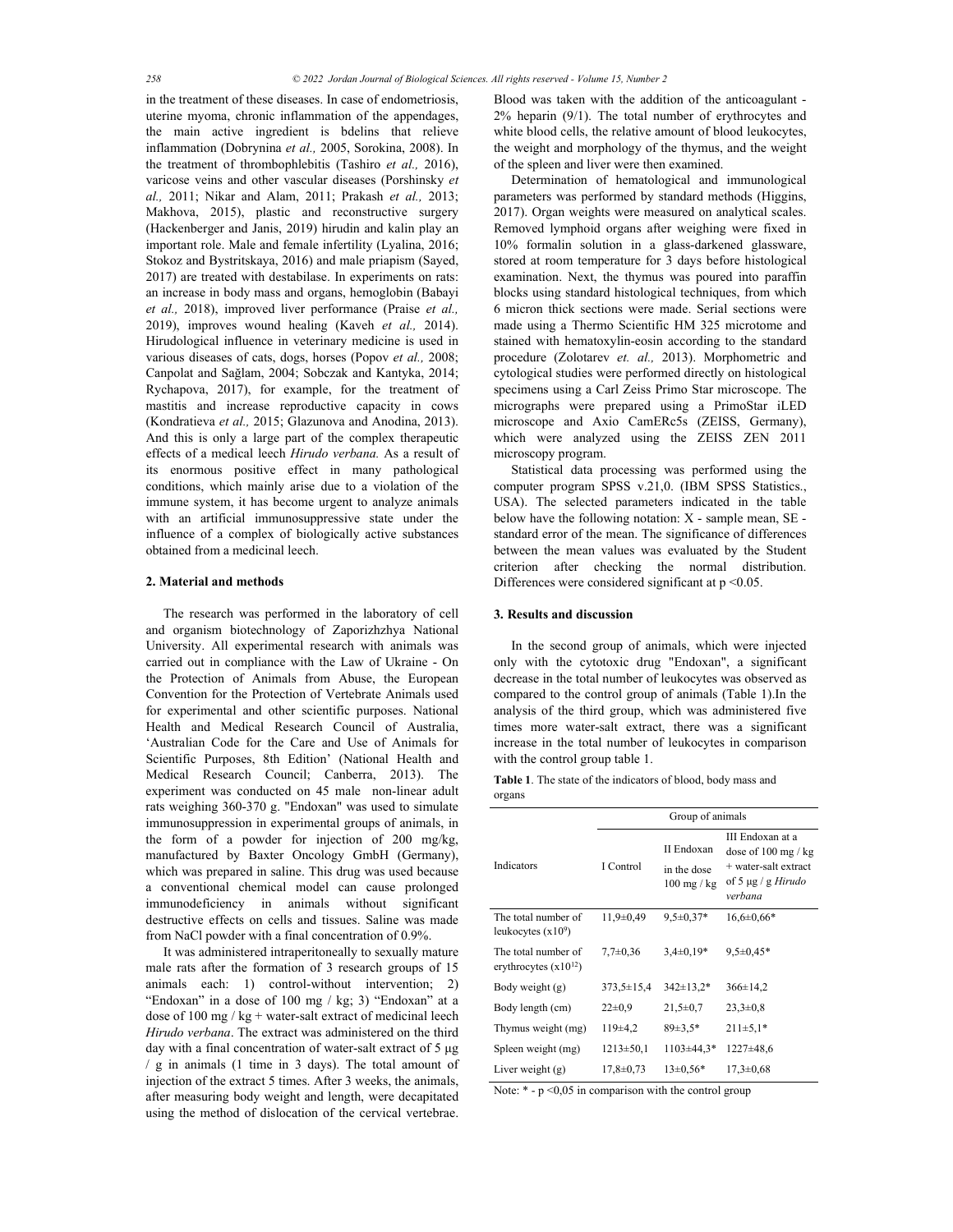in the treatment of these diseases. In case of endometriosis, uterine myoma, chronic inflammation of the appendages, the main active ingredient is bdelins that relieve inflammation (Dobrynina *et al.,* 2005, Sorokina, 2008). In the treatment of thrombophlebitis (Tashiro *et al.,* 2016), varicose veins and other vascular diseases (Porshinsky *et al.,* 2011; Nikar and Alam, 2011; Prakash *et al.,* 2013; Makhova, 2015), plastic and reconstructive surgery (Hackenberger and Janis, 2019) hirudin and kalin play an important role. Male and female infertility (Lyalina, 2016; Stokoz and Bystritskaya, 2016) and male priapism (Sayed, 2017) are treated with destabilase. In experiments on rats: an increase in body mass and organs, hemoglobin (Babayi *et al.,* 2018), improved liver performance (Praise *et al.,* 2019), improves wound healing (Kaveh *et al.,* 2014). Hirudological influence in veterinary medicine is used in various diseases of cats, dogs, horses (Popov *et al.,* 2008; Canpolat and Sağlam, 2004; Sobczak and Kantyka, 2014; Rychapova, 2017), for example, for the treatment of mastitis and increase reproductive capacity in cows (Kondratieva *et al.,* 2015; Glazunova and Anodina, 2013). And this is only a large part of the complex therapeutic effects of a medical leech *Hirudo verbana.* As a result of its enormous positive effect in many pathological conditions, which mainly arise due to a violation of the immune system, it has become urgent to analyze animals with an artificial immunosuppressive state under the influence of a complex of biologically active substances obtained from a medicinal leech.

## 2. Material and methods

The research was performed in the laboratory of cell and organism biotechnology of Zaporizhzhya National University. All experimental research with animals was carried out in compliance with the Law of Ukraine - On the Protection of Animals from Abuse, the European Convention for the Protection of Vertebrate Animals used for experimental and other scientific purposes. National Health and Medical Research Council of Australia, 'Australian Code for the Care and Use of Animals for Scientific Purposes, 8th Edition' (National Health and Medical Research Council; Canberra, 2013). The experiment was conducted on 45 male non-linear adult rats weighing 360-370 g. "Endoxan" was used to simulate immunosuppression in experimental groups of animals, in the form of a powder for injection of 200 mg/kg, manufactured by Baxter Oncology GmbH (Germany), which was prepared in saline. This drug was used because a conventional chemical model can cause prolonged immunodeficiency in animals without significant destructive effects on cells and tissues. Saline was made from NaCl powder with a final concentration of 0.9%.

It was administered intraperitoneally to sexually mature male rats after the formation of 3 research groups of 15 animals each: 1) control-without intervention; 2) "Endoxan" in a dose of 100 mg / kg; 3) "Endoxan" at a dose of 100 mg / kg + water-salt extract of medicinal leech *Hirudo verbana*. The extract was administered on the third day with a final concentration of water-salt extract of 5 µg / g in animals (1 time in 3 days). The total amount of injection of the extract 5 times. After 3 weeks, the animals, after measuring body weight and length, were decapitated using the method of dislocation of the cervical vertebrae. Blood was taken with the addition of the anticoagulant - 2% heparin (9/1). The total number of erythrocytes and white blood cells, the relative amount of blood leukocytes, the weight and morphology of the thymus, and the weight of the spleen and liver were then examined.

Determination of hematological and immunological parameters was performed by standard methods (Higgins, 2017). Organ weights were measured on analytical scales. Removed lymphoid organs after weighing were fixed in 10% formalin solution in a glass-darkened glassware, stored at room temperature for 3 days before histological examination. Next, the thymus was poured into paraffin blocks using standard histological techniques, from which 6 micron thick sections were made. Serial sections were made using a Thermo Scientific HM 325 microtome and stained with hematoxylin-eosin according to the standard procedure (Zolotarev *et. al.,* 2013). Morphometric and cytological studies were performed directly on histological specimens using a Carl Zeiss Primo Star microscope. The micrographs were prepared using a PrimoStar iLED microscope and Axio CamERc5s (ZEISS, Germany), which were analyzed using the ZEISS ZEN 2011 microscopy program.

Statistical data processing was performed using the computer program SPSS v.21,0. (IBM SPSS Statistics., USA). The selected parameters indicated in the table below have the following notation: X - sample mean, SE - standard error of the mean. The significance of differences between the mean values was evaluated by the Student criterion after checking the normal distribution. Differences were considered significant at $p < 0.05$.

## 3. Results and discussion

In the second group of animals, which were injected only with the cytotoxic drug "Endoxan", a significant decrease in the total number of leukocytes was observed as compared to the control group of animals (Table 1).In the analysis of the third group, which was administered five times more water-salt extract, there was a significant increase in the total number of leukocytes in comparison with the control group table 1.

**Table 1**. The state of the indicators of blood, body mass and organs

| Indicators | Group of animals | | |
|---|---|---|---|
| | I Control | II Endoxan in the dose 100 mg / kg | III Endoxan at a dose of 100 mg / kg + water-salt extract of 5 µg / g *Hirudo verbana* |
| The total number of leukocytes ($x10^9$) | 11,9±0,49 | 9,5±0,37* | 16,6±0,66* |
| The total number of erythrocytes ($x10^{12}$) | 7,7±0,36 | 3,4±0,19* | 9,5±0,45* |
| Body weight (g) | 373,5±15,4 | 342±13,2* | 366±14,2 |
| Body length (cm) | 22±0,9 | 21,5±0,7 | 23,3±0,8 |
| Thymus weight (mg) | 119±4,2 | 89±3,5* | 211±5,1* |
| Spleen weight (mg) | 1213±50,1 | 1103±44,3* | 1227±48,6 |
| Liver weight (g) | 17,8±0,73 | 13±0,56* | 17,3±0,68 |

Note: * - $p < 0{,}05$ in comparison with the control group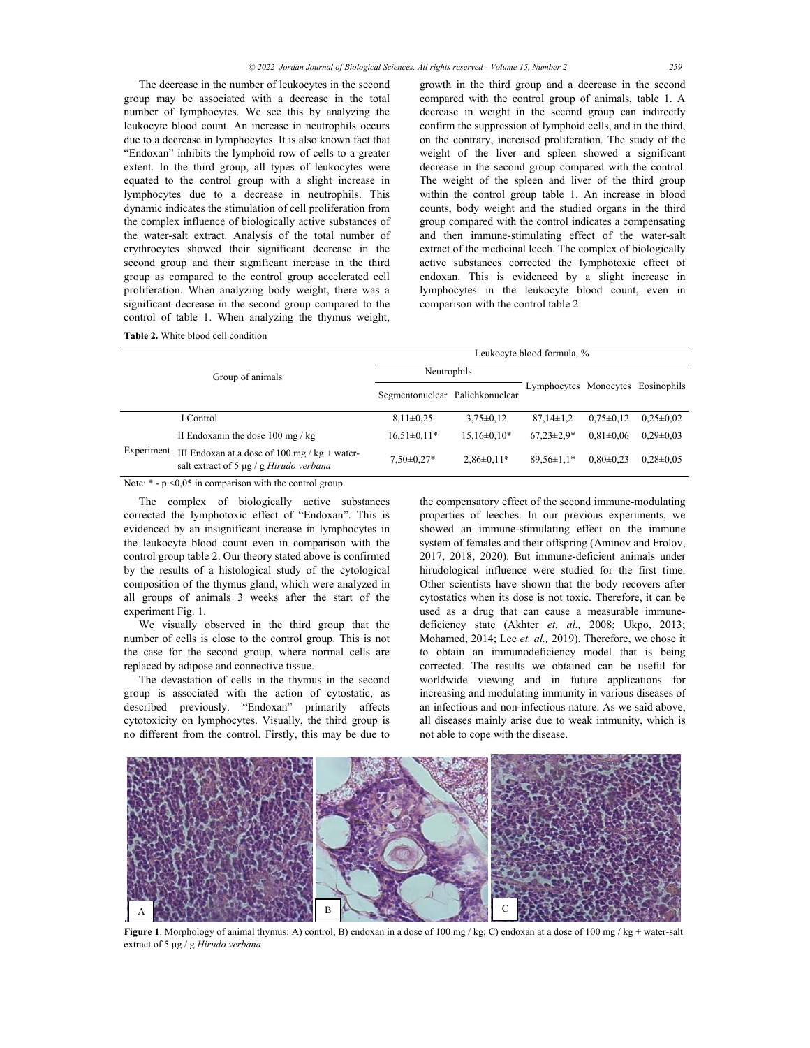The decrease in the number of leukocytes in the second group may be associated with a decrease in the total number of lymphocytes. We see this by analyzing the leukocyte blood count. An increase in neutrophils occurs due to a decrease in lymphocytes. It is also known fact that "Endoxan" inhibits the lymphoid row of cells to a greater extent. In the third group, all types of leukocytes were equated to the control group with a slight increase in lymphocytes due to a decrease in neutrophils. This dynamic indicates the stimulation of cell proliferation from the complex influence of biologically active substances of the water-salt extract. Analysis of the total number of erythrocytes showed their significant decrease in the second group and their significant increase in the third group as compared to the control group accelerated cell proliferation. When analyzing body weight, there was a significant decrease in the second group compared to the control of table 1. When analyzing the thymus weight, growth in the third group and a decrease in the second compared with the control group of animals, table 1. A decrease in weight in the second group can indirectly confirm the suppression of lymphoid cells, and in the third, on the contrary, increased proliferation. The study of the weight of the liver and spleen showed a significant decrease in the second group compared with the control. The weight of the spleen and liver of the third group within the control group table 1. An increase in blood counts, body weight and the studied organs in the third group compared with the control indicates a compensating and then immune-stimulating effect of the water-salt extract of the medicinal leech. The complex of biologically active substances corrected the lymphotoxic effect of endoxan. This is evidenced by a slight increase in lymphocytes in the leukocyte blood count, even in comparison with the control table 2.

**Table 2.** White blood cell condition

| Group of animals | | Leukocyte blood formula, % | | | | |
|---|---|---|---|---|---|---|
| | | Neutrophils | | Lymphocytes | Monocytes | Eosinophils |
| | | Segmentonuclear | Palichkonuclear | | | |
| | I Control | 8,11±0,25 | 3,75±0,12 | 87,14±1,2 | 0,75±0,12 | 0,25±0,02 |
| Experiment | II Endoxanin the dose 100 mg / kg | 16,51±0,11* | 15,16±0,10* | 67,23±2,9* | 0,81±0,06 | 0,29±0,03 |
| | III Endoxan at a dose of 100 mg / kg + water-salt extract of 5 μg / g *Hirudo verbana* | 7,50±0,27* | 2,86±0,11* | 89,56±1,1* | 0,80±0,23 | 0,28±0,05 |

Note: * - p <0,05 in comparison with the control group

The complex of biologically active substances corrected the lymphotoxic effect of "Endoxan". This is evidenced by an insignificant increase in lymphocytes in the leukocyte blood count even in comparison with the control group table 2. Our theory stated above is confirmed by the results of a histological study of the cytological composition of the thymus gland, which were analyzed in all groups of animals 3 weeks after the start of the experiment Fig. 1.

We visually observed in the third group that the number of cells is close to the control group. This is not the case for the second group, where normal cells are replaced by adipose and connective tissue.

The devastation of cells in the thymus in the second group is associated with the action of cytostatic, as described previously. "Endoxan" primarily affects cytotoxicity on lymphocytes. Visually, the third group is no different from the control. Firstly, this may be due to the compensatory effect of the second immune-modulating properties of leeches. In our previous experiments, we showed an immune-stimulating effect on the immune system of females and their offspring (Aminov and Frolov, 2017, 2018, 2020). But immune-deficient animals under hirudological influence were studied for the first time. Other scientists have shown that the body recovers after cytostatics when its dose is not toxic. Therefore, it can be used as a drug that can cause a measurable immune-deficiency state (Akhter *et. al.,* 2008; Ukpo, 2013; Mohamed, 2014; Lee *et. al.,* 2019). Therefore, we chose it to obtain an immunodeficiency model that is being corrected. The results we obtained can be useful for worldwide viewing and in future applications for increasing and modulating immunity in various diseases of an infectious and non-infectious nature. As we said above, all diseases mainly arise due to weak immunity, which is not able to cope with the disease.

**Figure 1**. Morphology of animal thymus: A) control; B) endoxan in a dose of 100 mg / kg; C) endoxan at a dose of 100 mg / kg + water-salt extract of 5 μg / g *Hirudo verbana*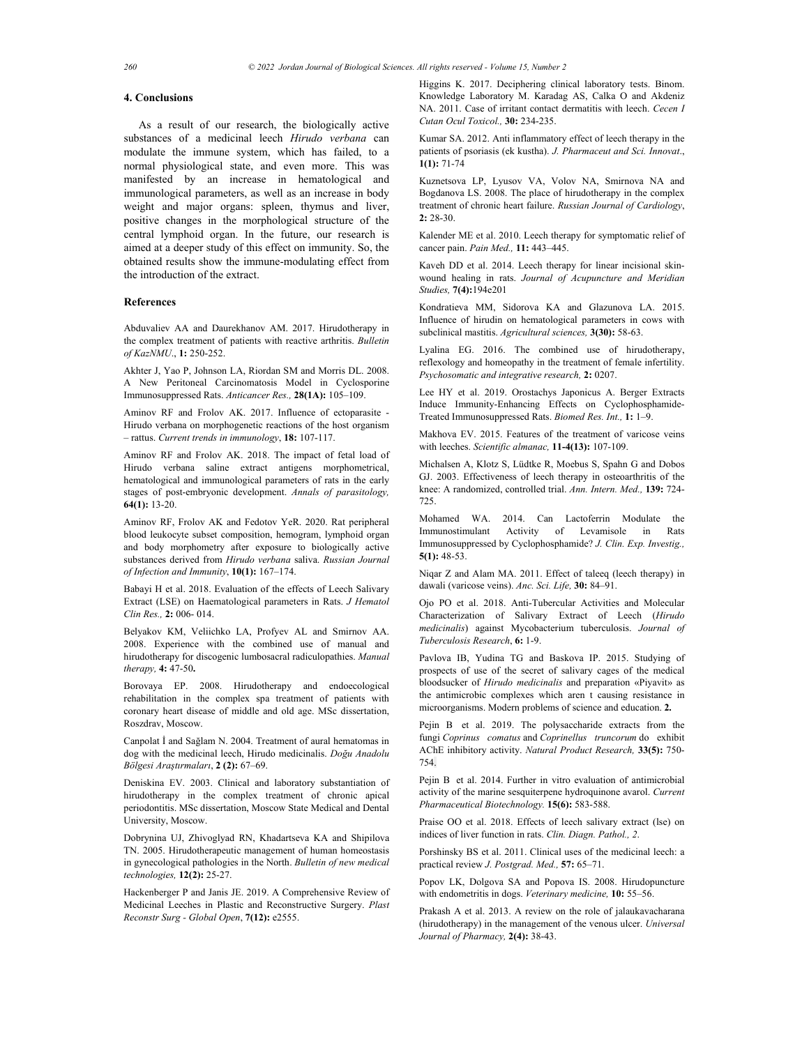## 4. Conclusions

As a result of our research, the biologically active substances of a medicinal leech *Hirudo verbana* can modulate the immune system, which has failed, to a normal physiological state, and even more. This was manifested by an increase in hematological and immunological parameters, as well as an increase in body weight and major organs: spleen, thymus and liver, positive changes in the morphological structure of the central lymphoid organ. In the future, our research is aimed at a deeper study of this effect on immunity. So, the obtained results show the immune-modulating effect from the introduction of the extract.

## References

Abduvaliev AA and Daurekhanov AM. 2017. Hirudotherapy in the complex treatment of patients with reactive arthritis. *Bulletin of KazNMU*., **1:** 250-252.

Akhter J, Yao P, Johnson LA, Riordan SM and Morris DL. 2008. A New Peritoneal Carcinomatosis Model in Cyclosporine Immunosuppressed Rats. *Anticancer Res.,* **28(1A):** 105–109.

Aminov RF and Frolov AK. 2017. Influence of ectoparasite - Hirudo verbana on morphogenetic reactions of the host organism – rattus. *Current trends in immunology*, **18:** 107-117.

Aminov RF and Frolov AK. 2018. The impact of fetal load of Hirudo verbana saline extract antigens morphometrical, hematological and immunological parameters of rats in the early stages of post-embryonic development. *Annals of parasitology,* **64(1):** 13-20.

Aminov RF, Frolov AK and Fedotov YeR. 2020. Rat peripheral blood leukocyte subset composition, hemogram, lymphoid organ and body morphometry after exposure to biologically active substances derived from *Hirudo verbana* saliva. *Russian Journal of Infection and Immunity*, **10(1):** 167–174.

Babayi H et al. 2018. Evaluation of the effects of Leech Salivary Extract (LSE) on Haematological parameters in Rats. *J Hematol Clin Res.,* **2:** 006- 014.

Belyakov KM, Veliichko LA, Profyev AL and Smirnov AA. 2008. Experience with the combined use of manual and hirudotherapy for discogenic lumbosacral radiculopathies. *Manual therapy,* **4:** 47-50**.**

Borovaya EP. 2008. Hirudotherapy and endoecological rehabilitation in the complex spa treatment of patients with coronary heart disease of middle and old age. MSc dissertation, Roszdrav, Moscow.

Canpolat İ and Sağlam N. 2004. Treatment of aural hematomas in dog with the medicinal leech, Hirudo medicinalis. *Doğu Anadolu Bölgesi Araştırmaları*, **2 (2):** 67–69.

Deniskina EV. 2003. Clinical and laboratory substantiation of hirudotherapy in the complex treatment of chronic apical periodontitis. MSc dissertation, Moscow State Medical and Dental University, Moscow.

Dobrynina UJ, Zhivoglyad RN, Khadartseva KA and Shipilova TN. 2005. Hirudotherapeutic management of human homeostasis in gynecological pathologies in the North. *Bulletin of new medical technologies,* **12(2):** 25-27.

Hackenberger P and Janis JE. 2019. A Comprehensive Review of Medicinal Leeches in Plastic and Reconstructive Surgery. *Plast Reconstr Surg - Global Open*, **7(12):** e2555.

Higgins K. 2017. Deciphering clinical laboratory tests. Binom. Knowledge Laboratory M. Karadag AS, Calka O and Akdeniz NA. 2011. Case of irritant contact dermatitis with leech. *Cecen I Cutan Ocul Toxicol.,* **30:** 234-235.

Kumar SA. 2012. Anti inflammatory effect of leech therapy in the patients of psoriasis (ek kustha). *J. Pharmaceut and Sci. Innovat*., **1(1):** 71-74

Kuznetsova LP, Lyusov VA, Volov NA, Smirnova NA and Bogdanova LS. 2008. The place of hirudotherapy in the complex treatment of chronic heart failure. *Russian Journal of Cardiology*, **2:** 28-30.

Kalender ME et al. 2010. Leech therapy for symptomatic relief of cancer pain. *Pain Med.,* **11:** 443–445.

Kaveh DD et al. 2014. Leech therapy for linear incisional skin-wound healing in rats. *Journal of Acupuncture and Meridian Studies,* **7(4):**194e201

Kondratieva MM, Sidorova KA and Glazunova LA. 2015. Influence of hirudin on hematological parameters in cows with subclinical mastitis. *Agricultural sciences,* **3(30):** 58-63.

Lyalina EG. 2016. The combined use of hirudotherapy, reflexology and homeopathy in the treatment of female infertility. *Psychosomatic and integrative research,* **2:** 0207.

Lee HY et al. 2019. Orostachys Japonicus A. Berger Extracts Induce Immunity-Enhancing Effects on Cyclophosphamide-Treated Immunosuppressed Rats. *Biomed Res. Int.,* **1:** 1–9.

Makhova EV. 2015. Features of the treatment of varicose veins with leeches. *Scientific almanac,* **11-4(13):** 107-109.

Michalsen A, Klotz S, Lüdtke R, Moebus S, Spahn G and Dobos GJ. 2003. Effectiveness of leech therapy in osteoarthritis of the knee: A randomized, controlled trial. *Ann. Intern. Med.,* **139:** 724-725.

Mohamed WA. 2014. Can Lactoferrin Modulate the Immunostimulant Activity of Levamisole in Rats Immunosuppressed by Cyclophosphamide? *J. Clin. Exp. Investig.,* **5(1):** 48-53.

Niqar Z and Alam MA. 2011. Effect of taleeq (leech therapy) in dawali (varicose veins). *Anc. Sci. Life,* **30:** 84–91.

Ojo PO et al. 2018. Anti-Tubercular Activities and Molecular Characterization of Salivary Extract of Leech (*Hirudo medicinalis*) against Mycobacterium tuberculosis. *Journal of Tuberculosis Research*, **6:** 1-9.

Pavlova IB, Yudina TG and Baskova IP. 2015. Studying of prospects of use of the secret of salivary cages of the medical bloodsucker of *Hirudo medicinalis* and preparation «Piyavit» as the antimicrobic complexes which aren t causing resistance in microorganisms. Modern problems of science and education. **2.**

Pejin B et al. 2019. The polysaccharide extracts from the fungi *Coprinus comatus* and *Coprinellus truncorum* do exhibit AChE inhibitory activity. *Natural Product Research,* **33(5):** 750-754.

Pejin B et al. 2014. Further in vitro evaluation of antimicrobial activity of the marine sesquiterpene hydroquinone avarol. *Current Pharmaceutical Biotechnology.* **15(6):** 583-588.

Praise OO et al. 2018. Effects of leech salivary extract (lse) on indices of liver function in rats. *Clin. Diagn. Pathol., 2*.

Porshinsky BS et al. 2011. Clinical uses of the medicinal leech: a practical review *J. Postgrad. Med.,* **57:** 65–71.

Popov LK, Dolgova SA and Popova IS. 2008. Hirudopuncture with endometritis in dogs. *Veterinary medicine,* **10:** 55–56.

Prakash A et al. 2013. A review on the role of jalaukavacharana (hirudotherapy) in the management of the venous ulcer. *Universal Journal of Pharmacy,* **2(4):** 38-43.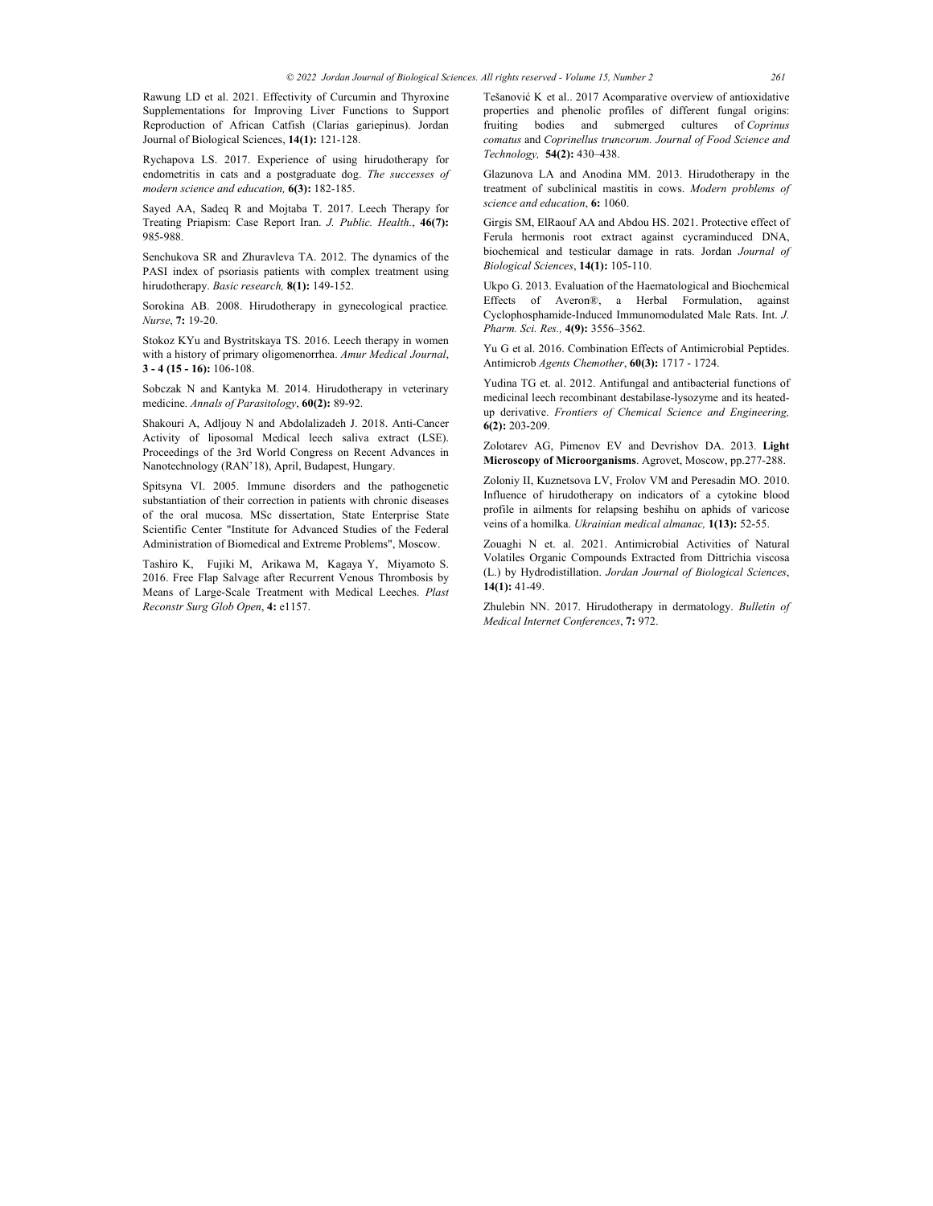Rawung LD et al. 2021. Effectivity of Curcumin and Thyroxine Supplementations for Improving Liver Functions to Support Reproduction of African Catfish (Clarias gariepinus). Jordan Journal of Biological Sciences, **14(1):** 121-128.

Rychapova LS. 2017. Experience of using hirudotherapy for endometritis in cats and a postgraduate dog. *The successes of modern science and education,* **6(3):** 182-185.

Sayed AA, Sadeq R and Mojtaba T. 2017. Leech Therapy for Treating Priapism: Case Report Iran. *J. Public. Health.*, **46(7):** 985-988.

Senchukova SR and Zhuravleva TA. 2012. The dynamics of the PASI index of psoriasis patients with complex treatment using hirudotherapy. *Basic research,* **8(1):** 149-152.

Sorokina AB. 2008. Hirudotherapy in gynecological practice*. Nurse*, **7:** 19-20.

Stokoz KYu and Bystritskaya TS. 2016. Leech therapy in women with a history of primary oligomenorrhea. *Amur Medical Journal*, **3 - 4 (15 - 16):** 106-108.

Sobczak N and Kantyka M. 2014. Hirudotherapy in veterinary medicine. *Annals of Parasitology*, **60(2):** 89-92.

Shakouri A, Adljouy N and Abdolalizadeh J. 2018. Anti-Cancer Activity of liposomal Medical leech saliva extract (LSE). Proceedings of the 3rd World Congress on Recent Advances in Nanotechnology (RAN'18), April, Budapest, Hungary.

Spitsyna VI. 2005. Immune disorders and the pathogenetic substantiation of their correction in patients with chronic diseases of the oral mucosa. MSc dissertation, State Enterprise State Scientific Center "Institute for Advanced Studies of the Federal Administration of Biomedical and Extreme Problems", Moscow.

Tashiro K, Fujiki M, Arikawa M, Kagaya Y, Miyamoto S. 2016. Free Flap Salvage after Recurrent Venous Thrombosis by Means of Large-Scale Treatment with Medical Leeches. *Plast Reconstr Surg Glob Open*, **4:** e1157.

Tešanović K et al.. 2017 Acomparative overview of antioxidative properties and phenolic profiles of different fungal origins: fruiting bodies and submerged cultures of *Coprinus comatus* and *Coprinellus truncorum. Journal of Food Science and Technology,* **54(2):** 430–438.

Glazunova LA and Anodina MM. 2013. Hirudotherapy in the treatment of subclinical mastitis in cows. *Modern problems of science and education*, **6:** 1060.

Girgis SM, ElRaouf AA and Abdou HS. 2021. Protective effect of Ferula hermonis root extract against cycraminduced DNA, biochemical and testicular damage in rats. Jordan *Journal of Biological Sciences*, **14(1):** 105-110.

Ukpo G. 2013. Evaluation of the Haematological and Biochemical Effects of Averon®, a Herbal Formulation, against Cyclophosphamide-Induced Immunomodulated Male Rats. Int. *J. Pharm. Sci. Res.,* **4(9):** 3556–3562.

Yu G et al. 2016. Combination Effects of Antimicrobial Peptides. Antimicrob *Agents Chemother*, **60(3):** 1717 - 1724.

Yudina TG et. al. 2012. Antifungal and antibacterial functions of medicinal leech recombinant destabilase-lysozyme and its heated-up derivative. *Frontiers of Chemical Science and Engineering,* **6(2):** 203-209.

Zolotarev AG, Pimenov EV and Devrishov DA. 2013. **Light Microscopy of Microorganisms**. Agrovet, Moscow, pp.277-288.

Zoloniy II, Kuznetsova LV, Frolov VM and Peresadin MO. 2010. Influence of hirudotherapy on indicators of a cytokine blood profile in ailments for relapsing beshihu on aphids of varicose veins of a homilka. *Ukrainian medical almanac,* **1(13):** 52-55.

Zouaghi N et. al. 2021. Antimicrobial Activities of Natural Volatiles Organic Compounds Extracted from Dittrichia viscosa (L.) by Hydrodistillation. *Jordan Journal of Biological Sciences*, **14(1):** 41-49.

Zhulebin NN. 2017. Hirudotherapy in dermatology. *Bulletin of Medical Internet Conferences*, **7:** 972.